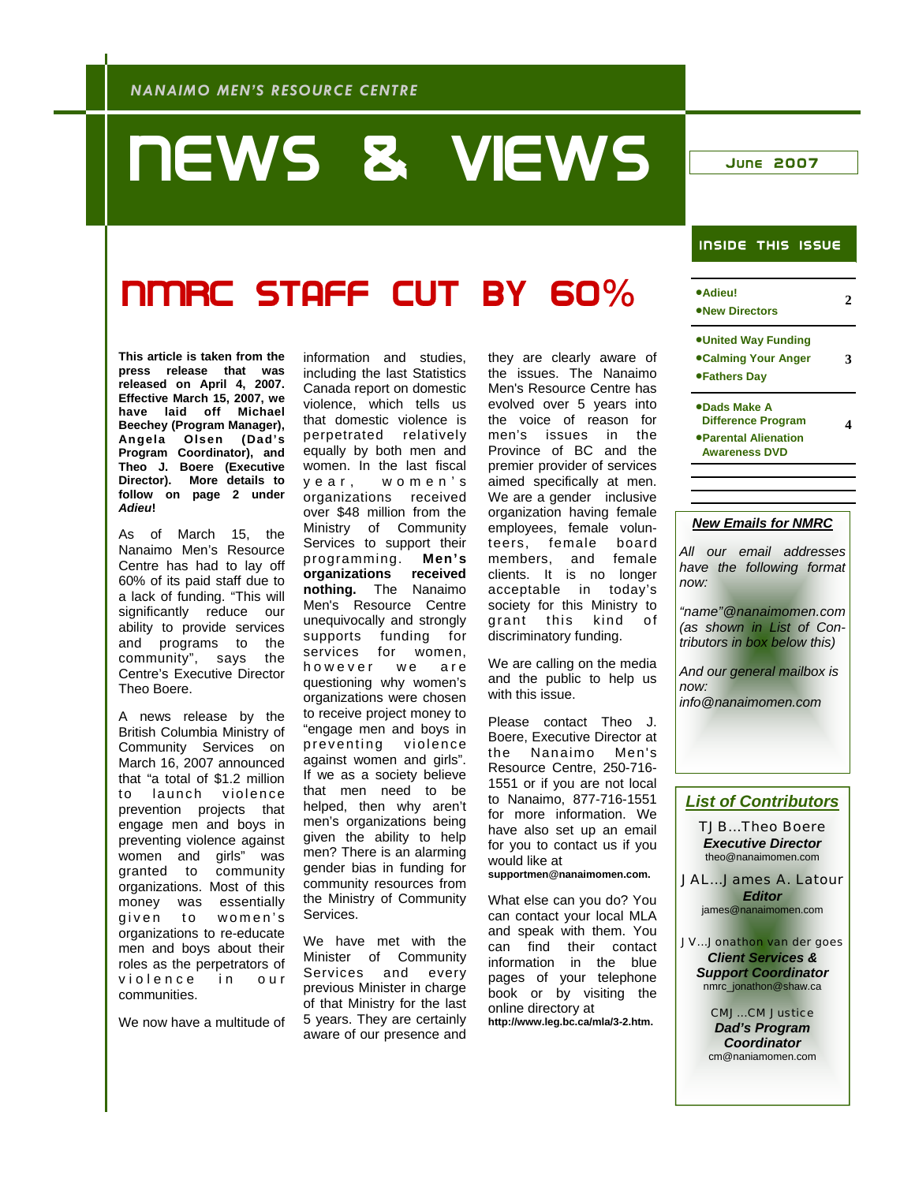NANAIMO MEN'S RESOURCE CENTRE

# NEWS & VIEWS

June 2007

## NMRC STAFF CUT BY 60%

**This article is taken from the press release that was released on April 4, 2007. Effective March 15, 2007, we have laid off Michael Beechey (Program Manager), Angela Olsen (Dad's Program Coordinator), and Theo J. Boere (Executive Director). More details to follow on page 2 under *Adieu*!**

As of March 15, the Nanaimo Men's Resource Centre has had to lay off 60% of its paid staff due to a lack of funding. "This will significantly reduce our ability to provide services and programs to the community", says the Centre's Executive Director Theo Boere.

A news release by the British Columbia Ministry of Community Services on March 16, 2007 announced that "a total of $1.2 million to launch violence prevention projects that engage men and boys in preventing violence against women and girls" was granted to community organizations. Most of this money was essentially given to women's organizations to re-educate men and boys about their roles as the perpetrators of violence in our communities.

We now have a multitude of information and studies, including the last Statistics Canada report on domestic violence, which tells us that domestic violence is perpetrated relatively equally by both men and women. In the last fiscal year, women's organizations received over $48 million from the Ministry of Community Services to support their programming. **Men's organizations received nothing.** The Nanaimo Men's Resource Centre unequivocally and strongly supports funding for services for women, however we are questioning why women's organizations were chosen to receive project money to "engage men and boys in preventing violence against women and girls". If we as a society believe that men need to be helped, then why aren't men's organizations being given the ability to help men? There is an alarming gender bias in funding for community resources from the Ministry of Community Services.

We have met with the Minister of Community Services and every previous Minister in charge of that Ministry for the last 5 years. They are certainly aware of our presence and they are clearly aware of the issues. The Nanaimo Men's Resource Centre has evolved over 5 years into the voice of reason for men's issues in the Province of BC and the premier provider of services aimed specifically at men. We are a gender inclusive organization having female employees, female volunteers, female board members, and female clients. It is no longer acceptable in today's society for this Ministry to grant this kind of discriminatory funding.

We are calling on the media and the public to help us with this issue.

Please contact Theo J. Boere, Executive Director at the Nanaimo Men's Resource Centre, 250-716-1551 or if you are not local to Nanaimo, 877-716-1551 for more information. We have also set up an email for you to contact us if you would like at **supportmen@nanaimomen.com.**

What else can you do? You can contact your local MLA and speak with them. You can find their contact information in the blue pages of your telephone book or by visiting the online directory at **http://www.leg.bc.ca/mla/3-2.htm.**

### Inside this issue

| | |
|---|---|
| •Adieu!<br>•New Directors | 2 |
| •United Way Funding<br>•Calming Your Anger<br>•Fathers Day | 3 |
| •Dads Make A Difference Program<br>•Parental Alienation Awareness DVD | 4 |

### *New Emails for NMRC*

*All our email addresses have the following format now:*

*"name"@nanaimomen.com (as shown in List of Contributors in box below this)*

*And our general mailbox is now: info@nanaimomen.com*

### *List of Contributors*

TJB...Theo Boere
***Executive Director***
theo@nanaimomen.com

JAL...James A. Latour
***Editor***
james@nanaimomen.com

JV...Jonathon van der goes
***Client Services & Support Coordinator***
nmrc_jonathon@shaw.ca

CMJ...CM Justice
***Dad's Program Coordinator***
cm@naniamomen.com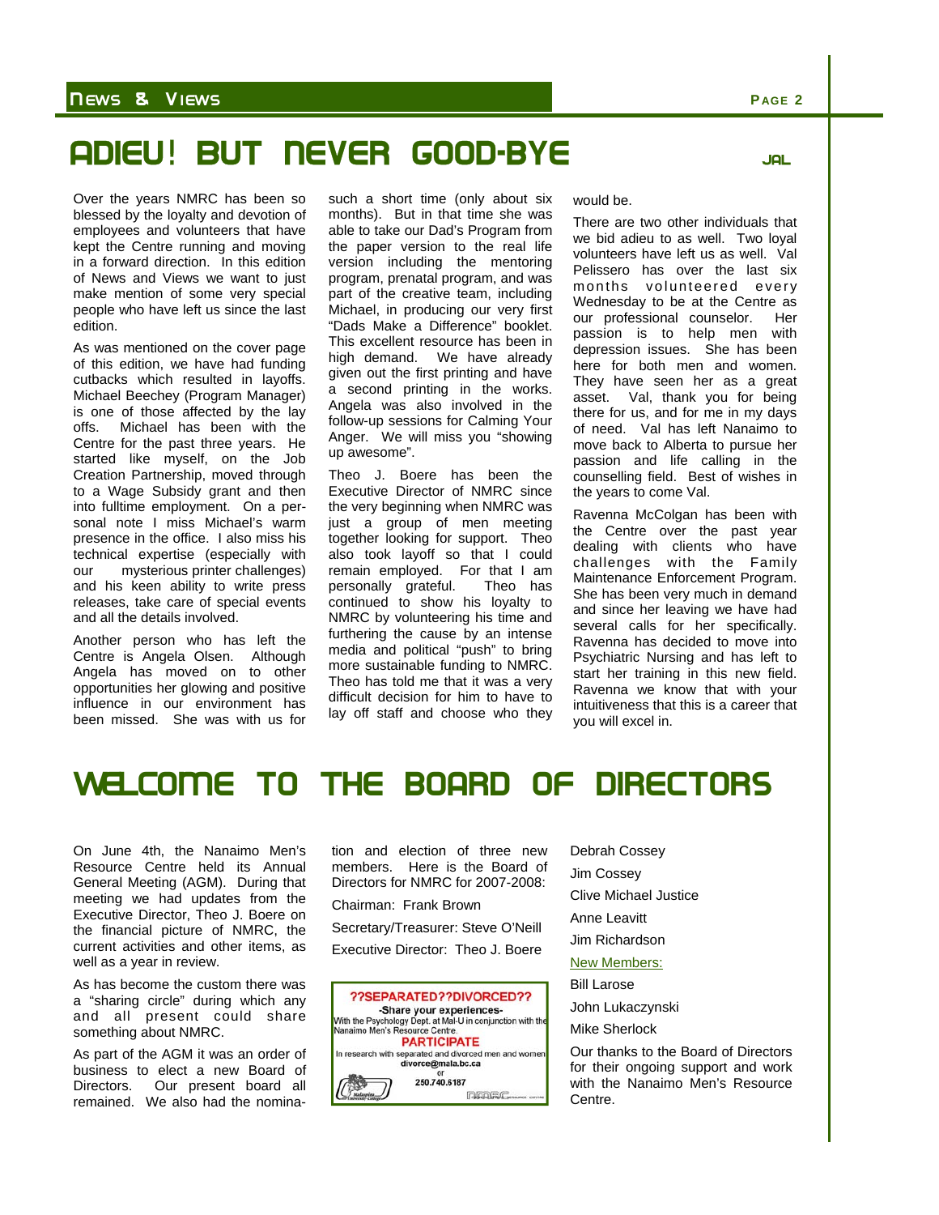# ADIEU! BUT NEVER GOOD-BYE

JAL

Over the years NMRC has been so blessed by the loyalty and devotion of employees and volunteers that have kept the Centre running and moving in a forward direction. In this edition of News and Views we want to just make mention of some very special people who have left us since the last edition.

As was mentioned on the cover page of this edition, we have had funding cutbacks which resulted in layoffs. Michael Beechey (Program Manager) is one of those affected by the lay offs. Michael has been with the Centre for the past three years. He started like myself, on the Job Creation Partnership, moved through to a Wage Subsidy grant and then into fulltime employment. On a personal note I miss Michael's warm presence in the office. I also miss his technical expertise (especially with our mysterious printer challenges) and his keen ability to write press releases, take care of special events and all the details involved.

Another person who has left the Centre is Angela Olsen. Although Angela has moved on to other opportunities her glowing and positive influence in our environment has been missed. She was with us for such a short time (only about six months). But in that time she was able to take our Dad's Program from the paper version to the real life version including the mentoring program, prenatal program, and was part of the creative team, including Michael, in producing our very first "Dads Make a Difference" booklet. This excellent resource has been in high demand. We have already given out the first printing and have a second printing in the works. Angela was also involved in the follow-up sessions for Calming Your Anger. We will miss you "showing up awesome".

Theo J. Boere has been the Executive Director of NMRC since the very beginning when NMRC was just a group of men meeting together looking for support. Theo also took layoff so that I could remain employed. For that I am personally grateful. Theo has continued to show his loyalty to NMRC by volunteering his time and furthering the cause by an intense media and political "push" to bring more sustainable funding to NMRC. Theo has told me that it was a very difficult decision for him to have to lay off staff and choose who they would be.

There are two other individuals that we bid adieu to as well. Two loyal volunteers have left us as well. Val Pelissero has over the last six months volunteered every Wednesday to be at the Centre as our professional counselor. Her passion is to help men with depression issues. She has been here for both men and women. They have seen her as a great asset. Val, thank you for being there for us, and for me in my days of need. Val has left Nanaimo to move back to Alberta to pursue her passion and life calling in the counselling field. Best of wishes in the years to come Val.

Ravenna McColgan has been with the Centre over the past year dealing with clients who have challenges with the Family Maintenance Enforcement Program. She has been very much in demand and since her leaving we have had several calls for her specifically. Ravenna has decided to move into Psychiatric Nursing and has left to start her training in this new field. Ravenna we know that with your intuitiveness that this is a career that you will excel in.

# WELCOME TO THE BOARD OF DIRECTORS

On June 4th, the Nanaimo Men's Resource Centre held its Annual General Meeting (AGM). During that meeting we had updates from the Executive Director, Theo J. Boere on the financial picture of NMRC, the current activities and other items, as well as a year in review.

As has become the custom there was a "sharing circle" during which any and all present could share something about NMRC.

As part of the AGM it was an order of business to elect a new Board of Directors. Our present board all remained. We also had the nomination and election of three new members. Here is the Board of Directors for NMRC for 2007-2008:

Chairman: Frank Brown

Secretary/Treasurer: Steve O'Neill

Executive Director: Theo J. Boere

Debrah Cossey

Jim Cossey

Clive Michael Justice

Anne Leavitt

Jim Richardson

New Members:

Bill Larose

John Lukaczynski

Mike Sherlock

Our thanks to the Board of Directors for their ongoing support and work with the Nanaimo Men's Resource Centre.

**??SEPARATED??DIVORCED??**

**-Share your experiences-**

With the Psychology Dept. at Mal-U in conjunction with the Nanaimo Men's Resource Centre.

**PARTICIPATE**

In research with separated and divorced men and women

**divorce@mala.bc.ca**

or

**250.740.6187**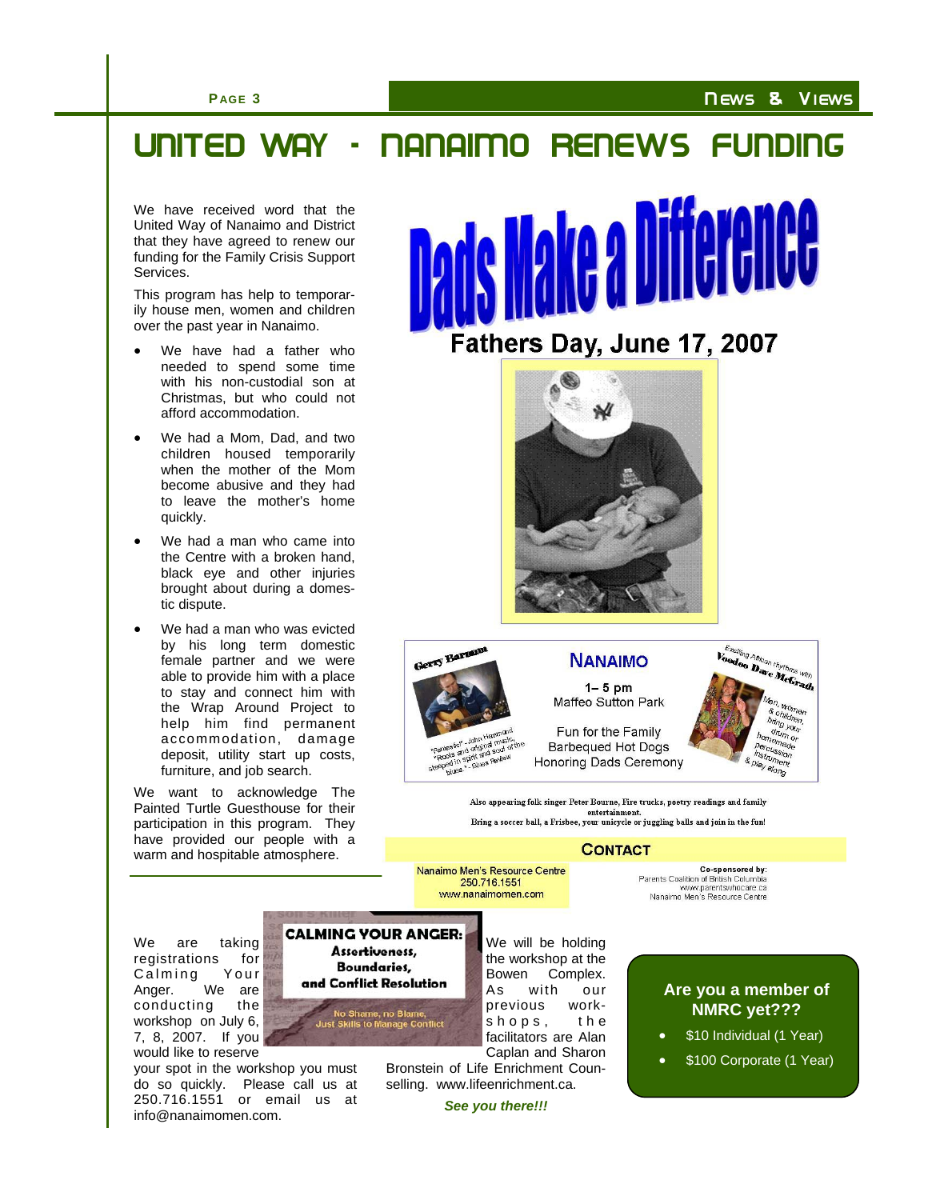# UNITED WAY - NANAIMO RENEWS FUNDING

We have received word that the United Way of Nanaimo and District that they have agreed to renew our funding for the Family Crisis Support Services.

This program has help to temporarily house men, women and children over the past year in Nanaimo.

- We have had a father who needed to spend some time with his non-custodial son at Christmas, but who could not afford accommodation.
- We had a Mom, Dad, and two children housed temporarily when the mother of the Mom become abusive and they had to leave the mother's home quickly.
- We had a man who came into the Centre with a broken hand, black eye and other injuries brought about during a domestic dispute.
- We had a man who was evicted by his long term domestic female partner and we were able to provide him with a place to stay and connect him with the Wrap Around Project to help him find permanent accommodation, damage deposit, utility start up costs, furniture, and job search.

We want to acknowledge The Painted Turtle Guesthouse for their participation in this program. They have provided our people with a warm and hospitable atmosphere.

## Dads Make a Difference

**Fathers Day, June 17, 2007**

Gerry Barnum

"Parties for" - John Hammond
"Roots and original music, steeped in spirit and soul of the blues" - Blues Review

**NANAIMO**

1– 5 pm
Maffeo Sutton Park

Fun for the Family
Barbequed Hot Dogs
Honoring Dads Ceremony

Exciting African rhythms with Voodoo Dave McGrath

Men, women & children, bring your drum or homemade percussion instrument & play along

Also appearing folk singer Peter Bourne, Fire trucks, poetry readings and family entertainment.
Bring a soccer ball, a Frisbee, your unicycle or juggling balls and join in the fun!

**CONTACT**

Nanaimo Men's Resource Centre
250.716.1551
www.nanaimomen.com

Co-sponsored by:
Parents Coalition of British Columbia
www.parentswhocare.ca
Nanaimo Men's Resource Centre

---

**CALMING YOUR ANGER: Assertiveness, Boundaries, and Conflict Resolution**

No Shame, no Blame, Just Skills to Manage Conflict

We are taking registrations for Calming Your Anger. We are conducting the workshop on July 6, 7, 8, 2007. If you would like to reserve your spot in the workshop you must do so quickly. Please call us at 250.716.1551 or email us at info@nanaimomen.com.

We will be holding the workshop at the Bowen Complex. As with our previous workshops, the facilitators are Alan Caplan and Sharon Bronstein of Life Enrichment Counselling. www.lifeenrichment.ca.

***See you there!!!***

**Are you a member of NMRC yet???**

- $10 Individual (1 Year)
- $100 Corporate (1 Year)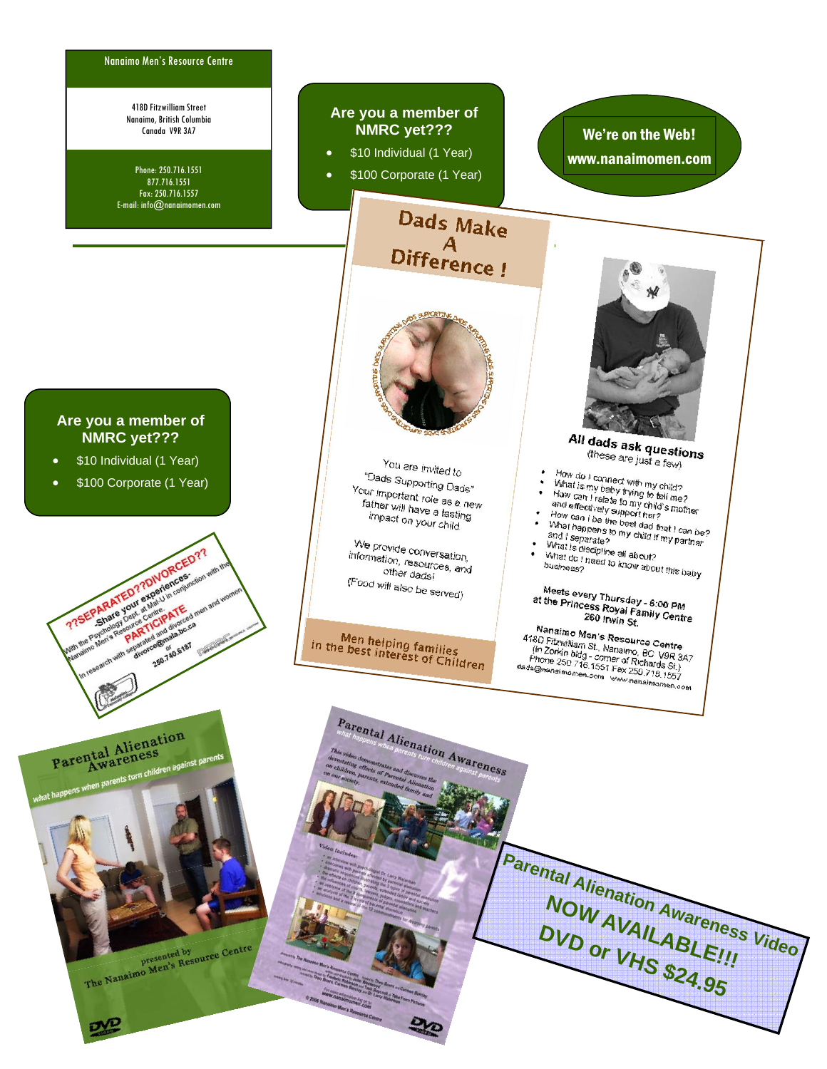## Nanaimo Men's Resource Centre

418D Fitzwilliam Street
Nanaimo, British Columbia
Canada V9R 3A7

Phone: 250.716.1551
877.716.1551
Fax: 250.716.1557
E-mail: info@nanaimomen.com

### Are you a member of NMRC yet???

- $10 Individual (1 Year)
- $100 Corporate (1 Year)

### We're on the Web!

**www.nanaimomen.com**

## Dads Make A Difference !

You are invited to "Dads Supporting Dads" Your important role as a new father will have a lasting impact on your child.

We provide conversation, information, resources, and other dads!

(Food will also be served)

Men helping families in the best interest of Children

### All dads ask questions

(these are just a few)

- How do I connect with my child?
- What is my baby trying to tell me?
- How can I relate to my child's mother and effectively support her?
- How can I be the best dad that I can be?
- What happens to my child if my partner and I separate?
- What is discipline all about?
- What do I need to know about this baby business?

Meets every Thursday - 6:00 PM at the Princess Royal Family Centre 260 Irwin St.

Nanaimo Men's Resource Centre
418D Fitzwilliam St., Nanaimo, BC V9R 3A7
(in Zorkin bldg - corner of Richards St.)
Phone 250.716.1551 Fax 250.716.1557
dads@nanaimomen.com www.nanaimomen.com

### Are you a member of NMRC yet???

- $10 Individual (1 Year)
- $100 Corporate (1 Year)

??SEPARATED??DIVORCED??
-Share your experiences-
With the Psychology Dept. at Mal-U in conjunction with the Nanaimo Men's Resource Centre.
PARTICIPATE
In research with separated and divorced men and women
divorce@mala.bc.ca
or
250.740.6187

## Parental Alienation Awareness

what happens when parents turn children against parents

presented by The Nanaimo Men's Resource Centre

## Parental Alienation Awareness

what happens when parents turn children against parents

This video demonstrates and discusses the devastating effects of Parental Alienation on children, parents, extended family and on our society.

Video Includes:

© 2006 Nanaimo Men's Resource Centre

**Parental Alienation Awareness Video**
**NOW AVAILABLE!!!**
**DVD or VHS $24.95**